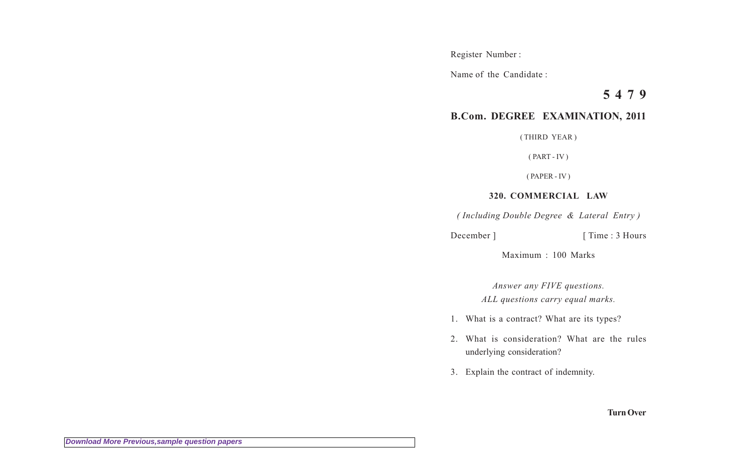Register Number :

Name of the Candidate :

**5 4 7 9**

## B.Com. DEGREE EXAMINATION, 2011

( THIRD YEAR )

( PART - IV )

( PAPER - IV )

### 320. COMMERCIAL LAW

*( Including Double Degree & Lateral Entry )*

December ] [ Time : 3 Hours

Maximum : 100 Marks

*Answer any FIVE questions.*
*ALL questions carry equal marks.*

1. What is a contract? What are its types?

2. What is consideration? What are the rules underlying consideration?

3. Explain the contract of indemnity.

**Turn Over**

*Download More Previous,sample question papers*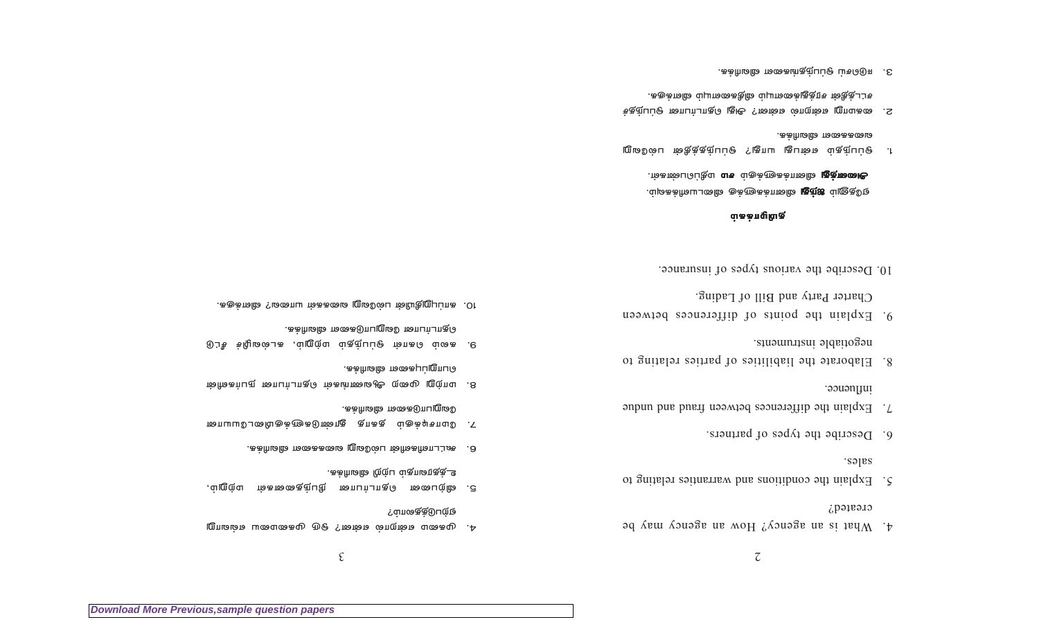4. What is an agency? How an agency may be created?

5. Explain the conditions and warranties relating to sales.

6. Describe the types of partners.

7. Explain the differences between fraud and undue influence.

8. Elaborate the liabilities of parties relating to negotiable instruments.

9. Explain the points of differences between Charter Party and Bill of Lading.

10. Describe the various types of insurance.

## தமிழாக்கம்

ஏதேனும் ஐந்து வினாக்களுக்கு விடையளிக்கவும்.

அனைத்து வினாக்களுக்கும் சம மதிப்பெண்கள்.

1. ஒப்பந்தம் என்பது யாது? ஒப்பந்தத்தின் பல்வேறு வகைகளை விவரிக்க.

2. மைனர் என்றால் என்ன? அது தொடர்பான ஒப்பந்தச் சட்டத்தின் சந்தர்ப்பங்களை விளக்குக.

3. ஈடுசெய் ஒப்பந்தங்களை விளக்குக.

4. முகவை என்றால் என்ன? ஒரு முகவையை எவ்வாறு ஏற்படுத்தலாம்?

5. விற்பனை தொடர்பான நிபந்தனைகள் மற்றும் உத்தரவாதம் பற்றி விளக்குக.

6. கூட்டாளிகளின் பல்வேறு வகைகளை விளக்குக.

7. மோசடிக்கும் தகாத ஆள்செல்வாக்குக்கும் இடையேயான வேறுபாடுகளை விளக்குக.

8. மாற்று முறை ஆவணங்கள் தொடர்பான நபர்களின் பொறுப்புகளை விளக்குக.

9. கப்பல் பணி ஒப்பந்தம் மற்றும், கடல்வழிச் சரக்கு தொடர்பான வேறுபாடுகளை விளக்குக.

10. காப்பீட்டின் பல்வேறு வகைகள் யாவை? விளக்குக.